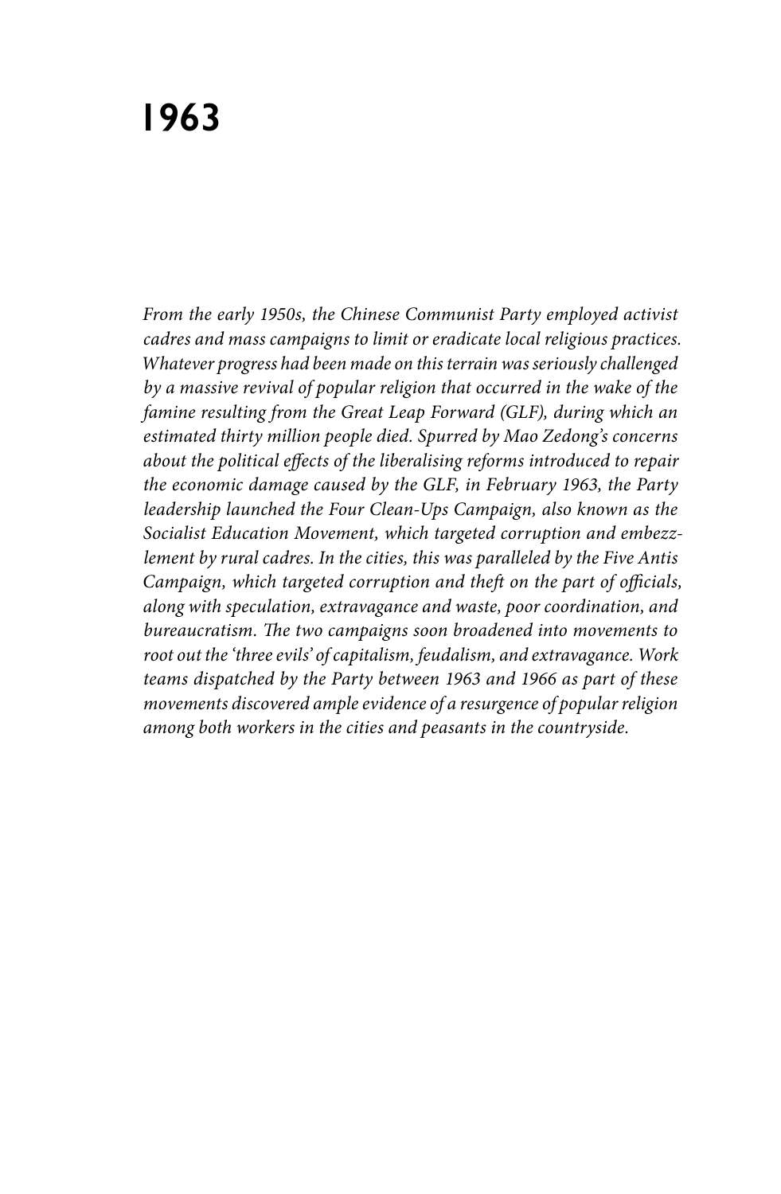# 1963

*From the early 1950s, the Chinese Communist Party employed activist cadres and mass campaigns to limit or eradicate local religious practices. Whatever progress had been made on this terrain was seriously challenged by a massive revival of popular religion that occurred in the wake of the famine resulting from the Great Leap Forward (GLF), during which an estimated thirty million people died. Spurred by Mao Zedong's concerns about the political effects of the liberalising reforms introduced to repair the economic damage caused by the GLF, in February 1963, the Party leadership launched the Four Clean-Ups Campaign, also known as the Socialist Education Movement, which targeted corruption and embezzlement by rural cadres. In the cities, this was paralleled by the Five Antis Campaign, which targeted corruption and theft on the part of officials, along with speculation, extravagance and waste, poor coordination, and bureaucratism. The two campaigns soon broadened into movements to root out the 'three evils' of capitalism, feudalism, and extravagance. Work teams dispatched by the Party between 1963 and 1966 as part of these movements discovered ample evidence of a resurgence of popular religion among both workers in the cities and peasants in the countryside.*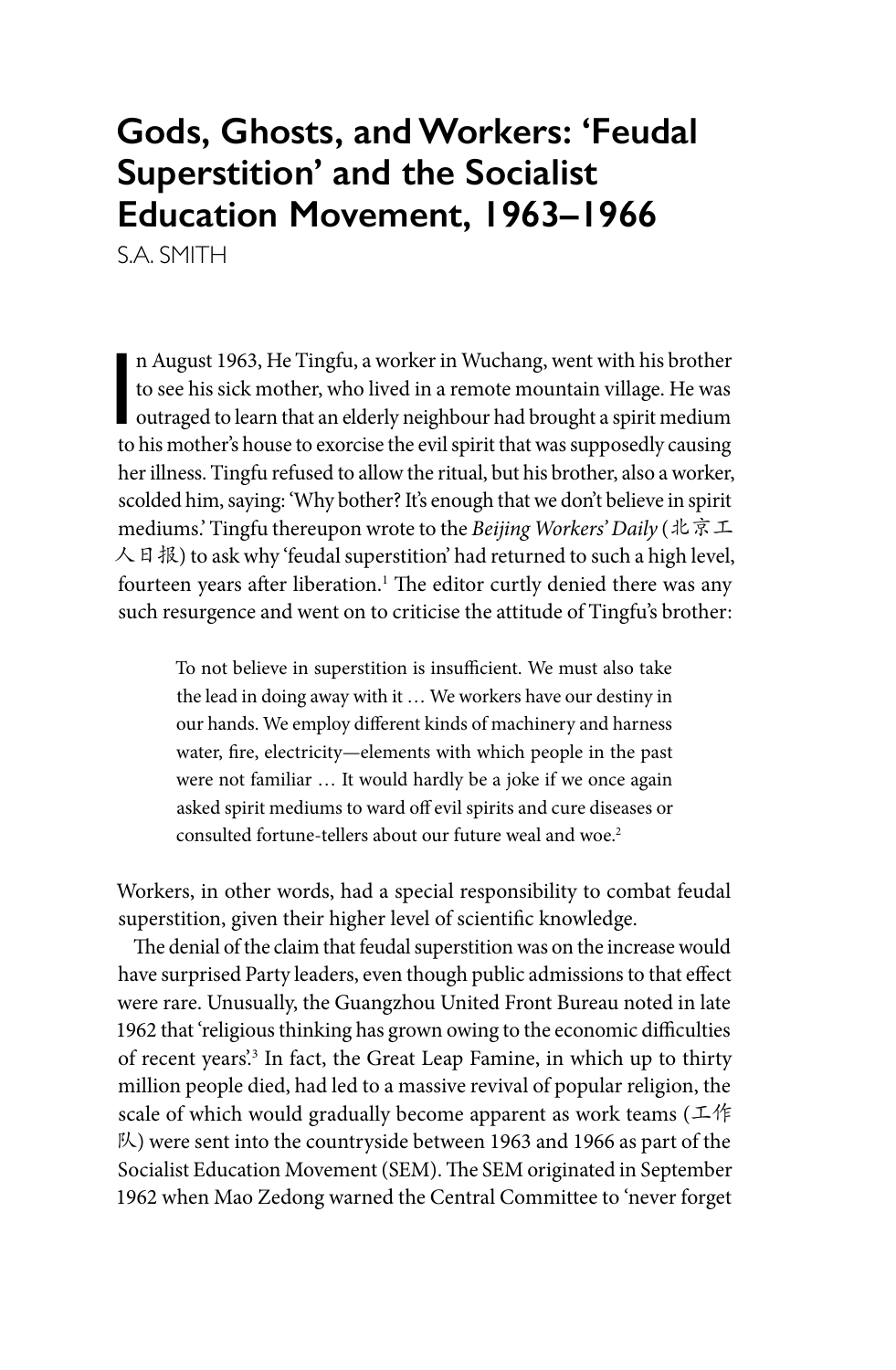# Gods, Ghosts, and Workers: 'Feudal Superstition' and the Socialist Education Movement, 1963–1966

S.A. SMITH

In August 1963, He Tingfu, a worker in Wuchang, went with his brother to see his sick mother, who lived in a remote mountain village. He was outraged to learn that an elderly neighbour had brought a spirit medium to his mother's house to exorcise the evil spirit that was supposedly causing her illness. Tingfu refused to allow the ritual, but his brother, also a worker, scolded him, saying: 'Why bother? It's enough that we don't believe in spirit mediums.' Tingfu thereupon wrote to the *Beijing Workers' Daily* (北京工人日报) to ask why 'feudal superstition' had returned to such a high level, fourteen years after liberation.[1] The editor curtly denied there was any such resurgence and went on to criticise the attitude of Tingfu's brother:

> To not believe in superstition is insufficient. We must also take the lead in doing away with it … We workers have our destiny in our hands. We employ different kinds of machinery and harness water, fire, electricity—elements with which people in the past were not familiar … It would hardly be a joke if we once again asked spirit mediums to ward off evil spirits and cure diseases or consulted fortune-tellers about our future weal and woe.[2]

Workers, in other words, had a special responsibility to combat feudal superstition, given their higher level of scientific knowledge.

The denial of the claim that feudal superstition was on the increase would have surprised Party leaders, even though public admissions to that effect were rare. Unusually, the Guangzhou United Front Bureau noted in late 1962 that 'religious thinking has grown owing to the economic difficulties of recent years'.[3] In fact, the Great Leap Famine, in which up to thirty million people died, had led to a massive revival of popular religion, the scale of which would gradually become apparent as work teams (工作队) were sent into the countryside between 1963 and 1966 as part of the Socialist Education Movement (SEM). The SEM originated in September 1962 when Mao Zedong warned the Central Committee to 'never forget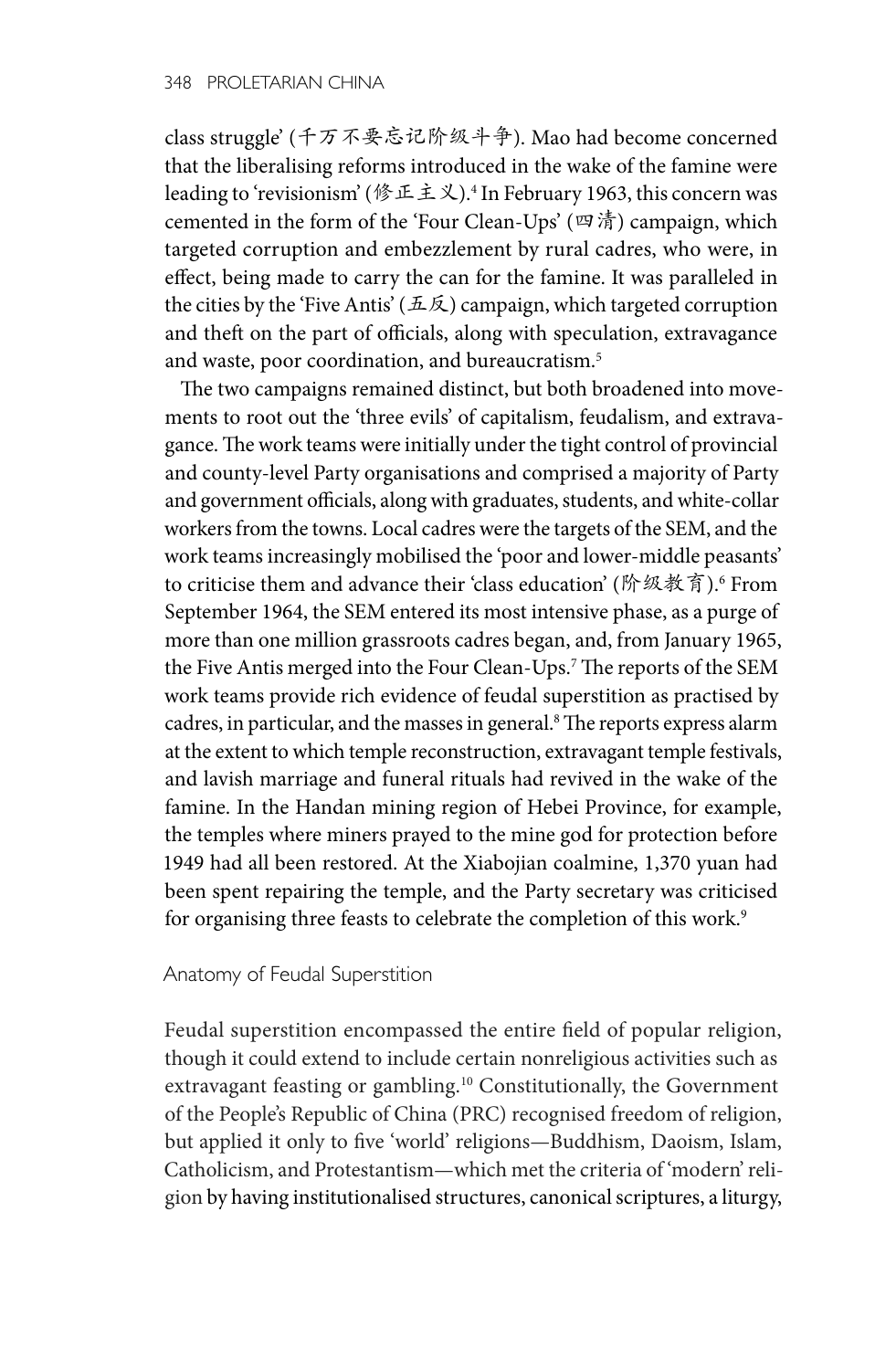class struggle' (千万不要忘记阶级斗争). Mao had become concerned that the liberalising reforms introduced in the wake of the famine were leading to 'revisionism' (修正主义).[4] In February 1963, this concern was cemented in the form of the 'Four Clean-Ups' (四清) campaign, which targeted corruption and embezzlement by rural cadres, who were, in effect, being made to carry the can for the famine. It was paralleled in the cities by the 'Five Antis' (五反) campaign, which targeted corruption and theft on the part of officials, along with speculation, extravagance and waste, poor coordination, and bureaucratism.[5]

The two campaigns remained distinct, but both broadened into movements to root out the 'three evils' of capitalism, feudalism, and extravagance. The work teams were initially under the tight control of provincial and county-level Party organisations and comprised a majority of Party and government officials, along with graduates, students, and white-collar workers from the towns. Local cadres were the targets of the SEM, and the work teams increasingly mobilised the 'poor and lower-middle peasants' to criticise them and advance their 'class education' (阶级教育).[6] From September 1964, the SEM entered its most intensive phase, as a purge of more than one million grassroots cadres began, and, from January 1965, the Five Antis merged into the Four Clean-Ups.[7] The reports of the SEM work teams provide rich evidence of feudal superstition as practised by cadres, in particular, and the masses in general.[8] The reports express alarm at the extent to which temple reconstruction, extravagant temple festivals, and lavish marriage and funeral rituals had revived in the wake of the famine. In the Handan mining region of Hebei Province, for example, the temples where miners prayed to the mine god for protection before 1949 had all been restored. At the Xiabojian coalmine, 1,370 yuan had been spent repairing the temple, and the Party secretary was criticised for organising three feasts to celebrate the completion of this work.[9]

## Anatomy of Feudal Superstition

Feudal superstition encompassed the entire field of popular religion, though it could extend to include certain nonreligious activities such as extravagant feasting or gambling.[10] Constitutionally, the Government of the People's Republic of China (PRC) recognised freedom of religion, but applied it only to five 'world' religions—Buddhism, Daoism, Islam, Catholicism, and Protestantism—which met the criteria of 'modern' religion by having institutionalised structures, canonical scriptures, a liturgy,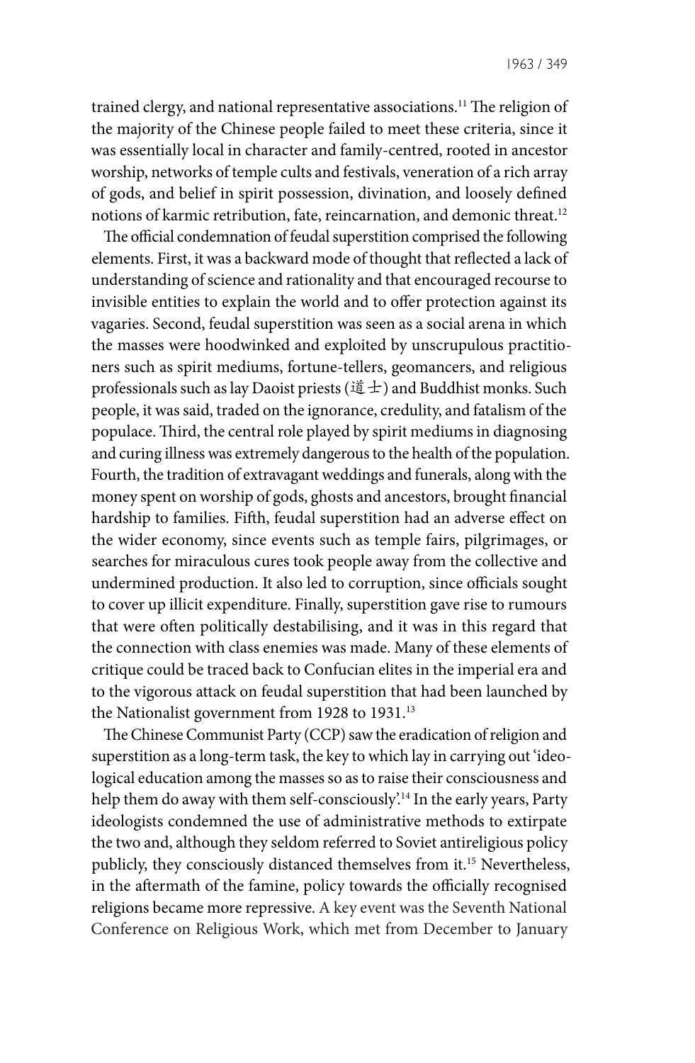trained clergy, and national representative associations.[11] The religion of the majority of the Chinese people failed to meet these criteria, since it was essentially local in character and family-centred, rooted in ancestor worship, networks of temple cults and festivals, veneration of a rich array of gods, and belief in spirit possession, divination, and loosely defined notions of karmic retribution, fate, reincarnation, and demonic threat.[12]

The official condemnation of feudal superstition comprised the following elements. First, it was a backward mode of thought that reflected a lack of understanding of science and rationality and that encouraged recourse to invisible entities to explain the world and to offer protection against its vagaries. Second, feudal superstition was seen as a social arena in which the masses were hoodwinked and exploited by unscrupulous practitioners such as spirit mediums, fortune-tellers, geomancers, and religious professionals such as lay Daoist priests (道士) and Buddhist monks. Such people, it was said, traded on the ignorance, credulity, and fatalism of the populace. Third, the central role played by spirit mediums in diagnosing and curing illness was extremely dangerous to the health of the population. Fourth, the tradition of extravagant weddings and funerals, along with the money spent on worship of gods, ghosts and ancestors, brought financial hardship to families. Fifth, feudal superstition had an adverse effect on the wider economy, since events such as temple fairs, pilgrimages, or searches for miraculous cures took people away from the collective and undermined production. It also led to corruption, since officials sought to cover up illicit expenditure. Finally, superstition gave rise to rumours that were often politically destabilising, and it was in this regard that the connection with class enemies was made. Many of these elements of critique could be traced back to Confucian elites in the imperial era and to the vigorous attack on feudal superstition that had been launched by the Nationalist government from 1928 to 1931.[13]

The Chinese Communist Party (CCP) saw the eradication of religion and superstition as a long-term task, the key to which lay in carrying out 'ideological education among the masses so as to raise their consciousness and help them do away with them self-consciously'.[14] In the early years, Party ideologists condemned the use of administrative methods to extirpate the two and, although they seldom referred to Soviet antireligious policy publicly, they consciously distanced themselves from it.[15] Nevertheless, in the aftermath of the famine, policy towards the officially recognised religions became more repressive. A key event was the Seventh National Conference on Religious Work, which met from December to January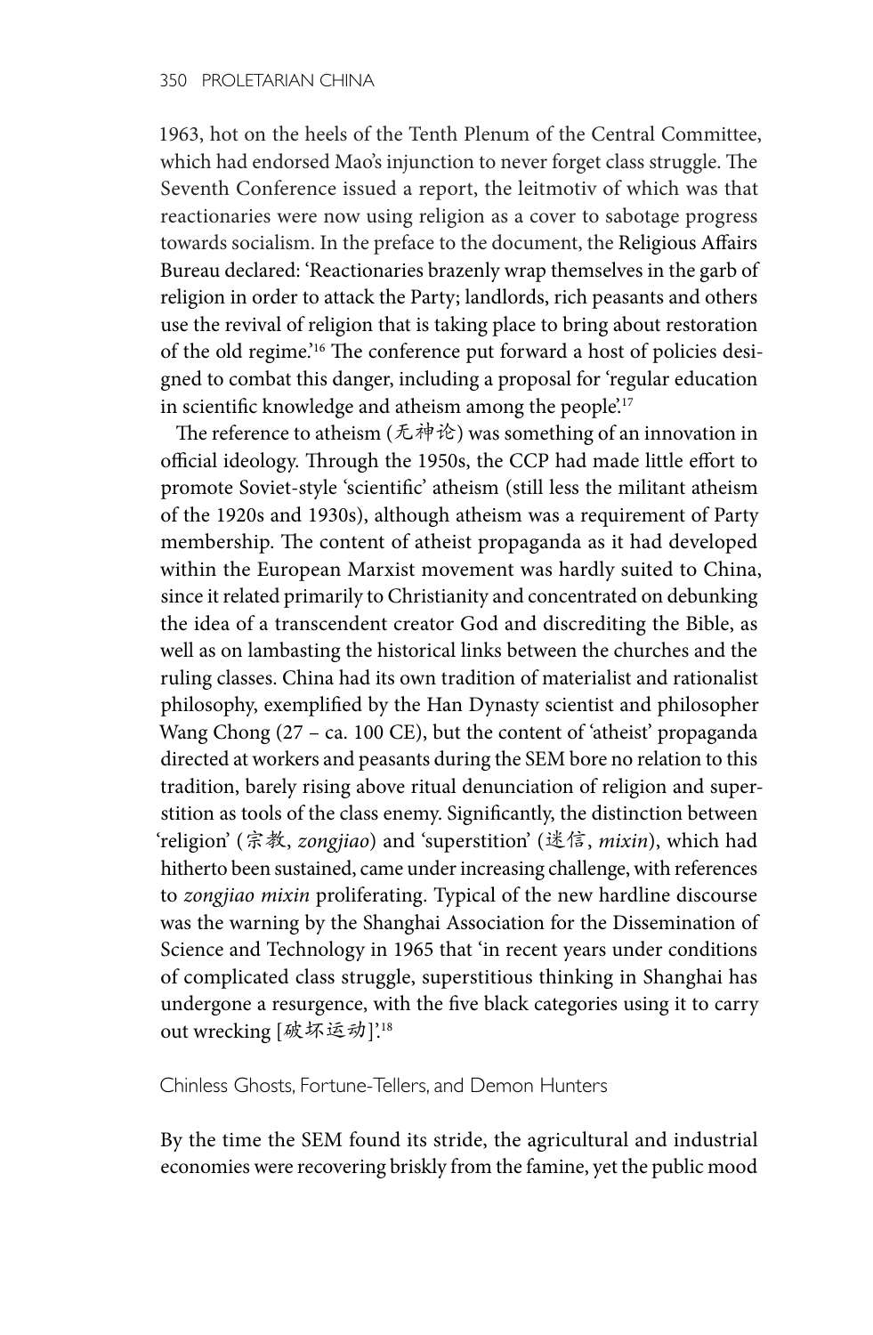1963, hot on the heels of the Tenth Plenum of the Central Committee, which had endorsed Mao's injunction to never forget class struggle. The Seventh Conference issued a report, the leitmotiv of which was that reactionaries were now using religion as a cover to sabotage progress towards socialism. In the preface to the document, the Religious Affairs Bureau declared: 'Reactionaries brazenly wrap themselves in the garb of religion in order to attack the Party; landlords, rich peasants and others use the revival of religion that is taking place to bring about restoration of the old regime.'[16] The conference put forward a host of policies designed to combat this danger, including a proposal for 'regular education in scientific knowledge and atheism among the people'.[17]

The reference to atheism (无神论) was something of an innovation in official ideology. Through the 1950s, the CCP had made little effort to promote Soviet-style 'scientific' atheism (still less the militant atheism of the 1920s and 1930s), although atheism was a requirement of Party membership. The content of atheist propaganda as it had developed within the European Marxist movement was hardly suited to China, since it related primarily to Christianity and concentrated on debunking the idea of a transcendent creator God and discrediting the Bible, as well as on lambasting the historical links between the churches and the ruling classes. China had its own tradition of materialist and rationalist philosophy, exemplified by the Han Dynasty scientist and philosopher Wang Chong (27 – ca. 100 CE), but the content of 'atheist' propaganda directed at workers and peasants during the SEM bore no relation to this tradition, barely rising above ritual denunciation of religion and superstition as tools of the class enemy. Significantly, the distinction between 'religion' (宗教, *zongjiao*) and 'superstition' (迷信, *mixin*), which had hitherto been sustained, came under increasing challenge, with references to *zongjiao mixin* proliferating. Typical of the new hardline discourse was the warning by the Shanghai Association for the Dissemination of Science and Technology in 1965 that 'in recent years under conditions of complicated class struggle, superstitious thinking in Shanghai has undergone a resurgence, with the five black categories using it to carry out wrecking [破坏运动]'.[18]

## Chinless Ghosts, Fortune-Tellers, and Demon Hunters

By the time the SEM found its stride, the agricultural and industrial economies were recovering briskly from the famine, yet the public mood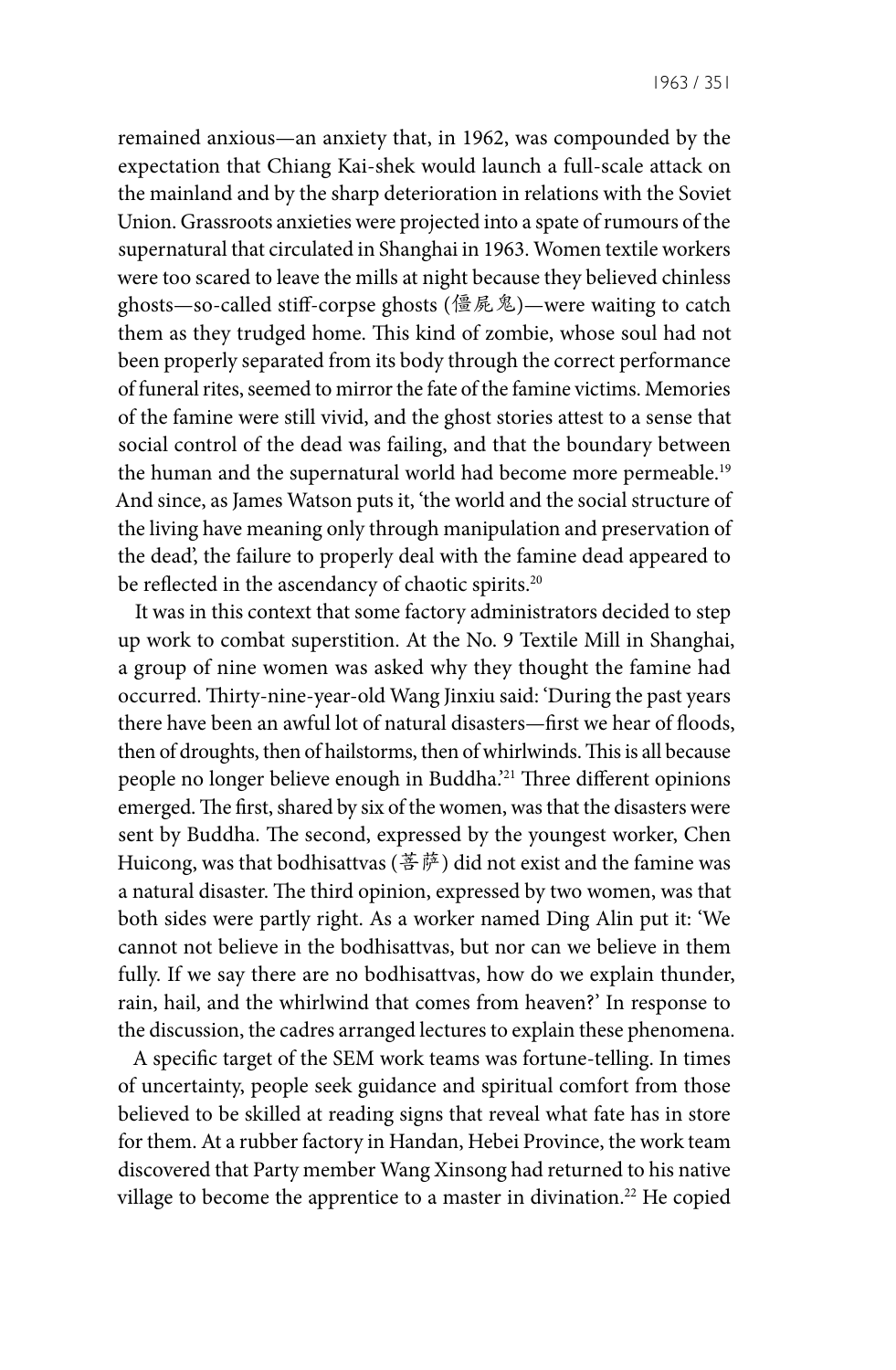remained anxious—an anxiety that, in 1962, was compounded by the expectation that Chiang Kai-shek would launch a full-scale attack on the mainland and by the sharp deterioration in relations with the Soviet Union. Grassroots anxieties were projected into a spate of rumours of the supernatural that circulated in Shanghai in 1963. Women textile workers were too scared to leave the mills at night because they believed chinless ghosts—so-called stiff-corpse ghosts (僵尸鬼)—were waiting to catch them as they trudged home. This kind of zombie, whose soul had not been properly separated from its body through the correct performance of funeral rites, seemed to mirror the fate of the famine victims. Memories of the famine were still vivid, and the ghost stories attest to a sense that social control of the dead was failing, and that the boundary between the human and the supernatural world had become more permeable.[19] And since, as James Watson puts it, 'the world and the social structure of the living have meaning only through manipulation and preservation of the dead', the failure to properly deal with the famine dead appeared to be reflected in the ascendancy of chaotic spirits.[20]

It was in this context that some factory administrators decided to step up work to combat superstition. At the No. 9 Textile Mill in Shanghai, a group of nine women was asked why they thought the famine had occurred. Thirty-nine-year-old Wang Jinxiu said: 'During the past years there have been an awful lot of natural disasters—first we hear of floods, then of droughts, then of hailstorms, then of whirlwinds. This is all because people no longer believe enough in Buddha.'[21] Three different opinions emerged. The first, shared by six of the women, was that the disasters were sent by Buddha. The second, expressed by the youngest worker, Chen Huicong, was that bodhisattvas (菩萨) did not exist and the famine was a natural disaster. The third opinion, expressed by two women, was that both sides were partly right. As a worker named Ding Alin put it: 'We cannot not believe in the bodhisattvas, but nor can we believe in them fully. If we say there are no bodhisattvas, how do we explain thunder, rain, hail, and the whirlwind that comes from heaven?' In response to the discussion, the cadres arranged lectures to explain these phenomena.

A specific target of the SEM work teams was fortune-telling. In times of uncertainty, people seek guidance and spiritual comfort from those believed to be skilled at reading signs that reveal what fate has in store for them. At a rubber factory in Handan, Hebei Province, the work team discovered that Party member Wang Xinsong had returned to his native village to become the apprentice to a master in divination.[22] He copied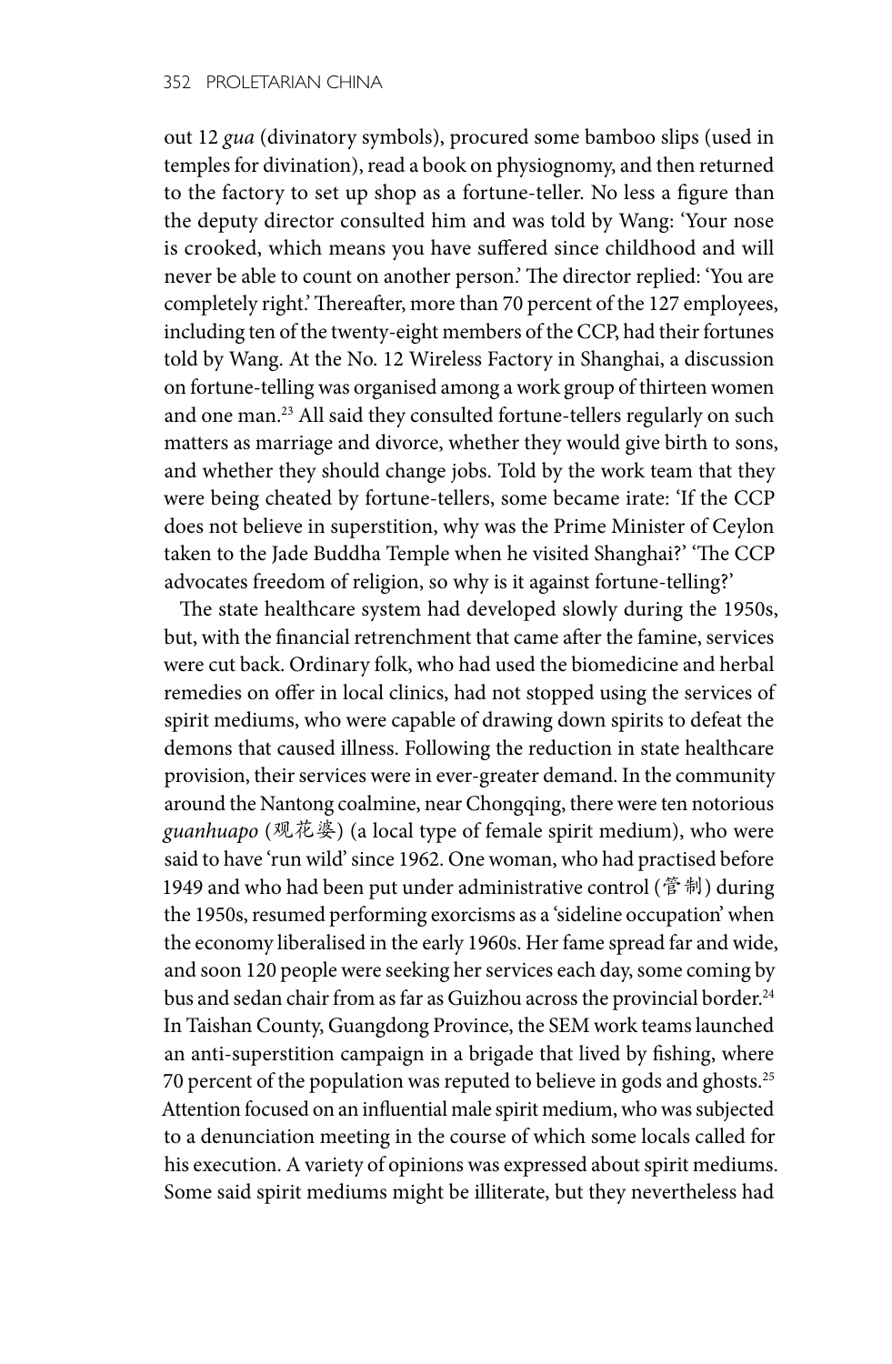out 12 *gua* (divinatory symbols), procured some bamboo slips (used in temples for divination), read a book on physiognomy, and then returned to the factory to set up shop as a fortune-teller. No less a figure than the deputy director consulted him and was told by Wang: 'Your nose is crooked, which means you have suffered since childhood and will never be able to count on another person.' The director replied: 'You are completely right.' Thereafter, more than 70 percent of the 127 employees, including ten of the twenty-eight members of the CCP, had their fortunes told by Wang. At the No. 12 Wireless Factory in Shanghai, a discussion on fortune-telling was organised among a work group of thirteen women and one man.[23] All said they consulted fortune-tellers regularly on such matters as marriage and divorce, whether they would give birth to sons, and whether they should change jobs. Told by the work team that they were being cheated by fortune-tellers, some became irate: 'If the CCP does not believe in superstition, why was the Prime Minister of Ceylon taken to the Jade Buddha Temple when he visited Shanghai?' 'The CCP advocates freedom of religion, so why is it against fortune-telling?'

The state healthcare system had developed slowly during the 1950s, but, with the financial retrenchment that came after the famine, services were cut back. Ordinary folk, who had used the biomedicine and herbal remedies on offer in local clinics, had not stopped using the services of spirit mediums, who were capable of drawing down spirits to defeat the demons that caused illness. Following the reduction in state healthcare provision, their services were in ever-greater demand. In the community around the Nantong coalmine, near Chongqing, there were ten notorious *guanhuapo* (观花婆) (a local type of female spirit medium), who were said to have 'run wild' since 1962. One woman, who had practised before 1949 and who had been put under administrative control (管制) during the 1950s, resumed performing exorcisms as a 'sideline occupation' when the economy liberalised in the early 1960s. Her fame spread far and wide, and soon 120 people were seeking her services each day, some coming by bus and sedan chair from as far as Guizhou across the provincial border.[24] In Taishan County, Guangdong Province, the SEM work teams launched an anti-superstition campaign in a brigade that lived by fishing, where 70 percent of the population was reputed to believe in gods and ghosts.[25] Attention focused on an influential male spirit medium, who was subjected to a denunciation meeting in the course of which some locals called for his execution. A variety of opinions was expressed about spirit mediums. Some said spirit mediums might be illiterate, but they nevertheless had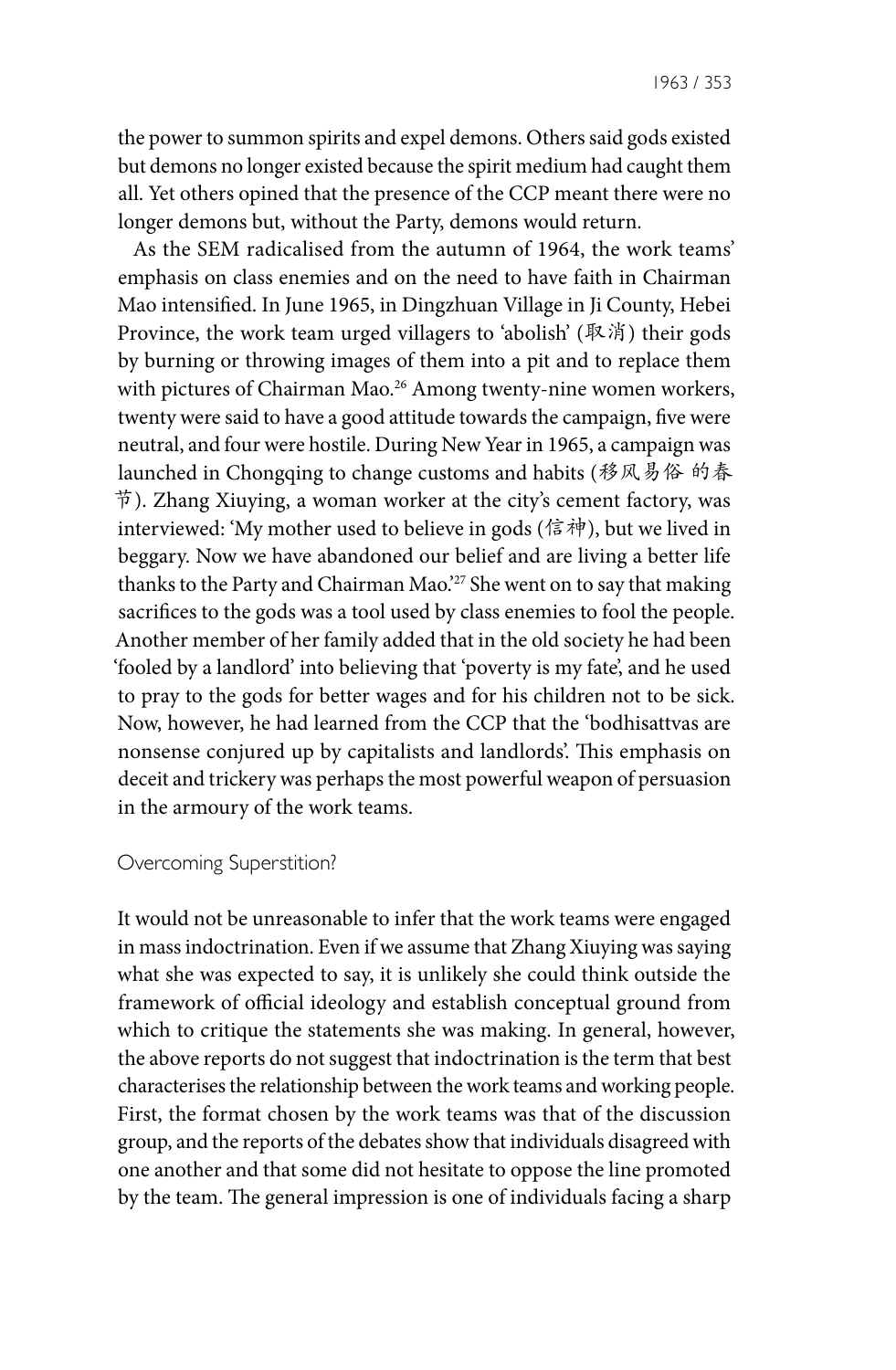the power to summon spirits and expel demons. Others said gods existed but demons no longer existed because the spirit medium had caught them all. Yet others opined that the presence of the CCP meant there were no longer demons but, without the Party, demons would return.

As the SEM radicalised from the autumn of 1964, the work teams' emphasis on class enemies and on the need to have faith in Chairman Mao intensified. In June 1965, in Dingzhuan Village in Ji County, Hebei Province, the work team urged villagers to 'abolish' (取消) their gods by burning or throwing images of them into a pit and to replace them with pictures of Chairman Mao.[26] Among twenty-nine women workers, twenty were said to have a good attitude towards the campaign, five were neutral, and four were hostile. During New Year in 1965, a campaign was launched in Chongqing to change customs and habits (移风易俗 的春节). Zhang Xiuying, a woman worker at the city's cement factory, was interviewed: 'My mother used to believe in gods (信神), but we lived in beggary. Now we have abandoned our belief and are living a better life thanks to the Party and Chairman Mao.'[27] She went on to say that making sacrifices to the gods was a tool used by class enemies to fool the people. Another member of her family added that in the old society he had been 'fooled by a landlord' into believing that 'poverty is my fate', and he used to pray to the gods for better wages and for his children not to be sick. Now, however, he had learned from the CCP that the 'bodhisattvas are nonsense conjured up by capitalists and landlords'. This emphasis on deceit and trickery was perhaps the most powerful weapon of persuasion in the armoury of the work teams.

## Overcoming Superstition?

It would not be unreasonable to infer that the work teams were engaged in mass indoctrination. Even if we assume that Zhang Xiuying was saying what she was expected to say, it is unlikely she could think outside the framework of official ideology and establish conceptual ground from which to critique the statements she was making. In general, however, the above reports do not suggest that indoctrination is the term that best characterises the relationship between the work teams and working people. First, the format chosen by the work teams was that of the discussion group, and the reports of the debates show that individuals disagreed with one another and that some did not hesitate to oppose the line promoted by the team. The general impression is one of individuals facing a sharp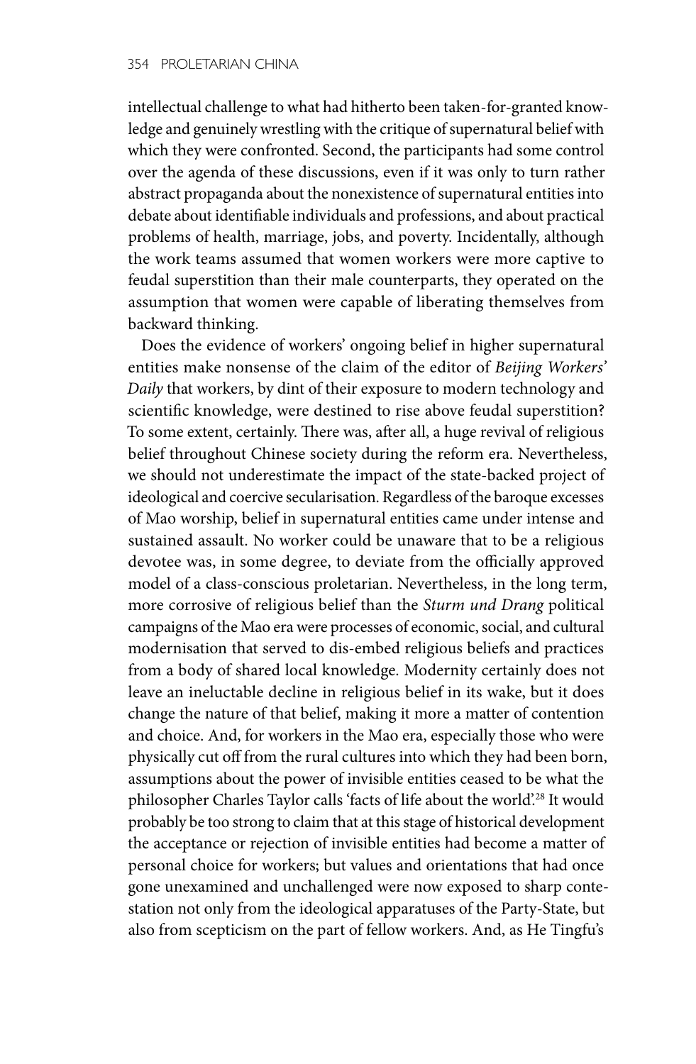intellectual challenge to what had hitherto been taken-for-granted knowledge and genuinely wrestling with the critique of supernatural belief with which they were confronted. Second, the participants had some control over the agenda of these discussions, even if it was only to turn rather abstract propaganda about the nonexistence of supernatural entities into debate about identifiable individuals and professions, and about practical problems of health, marriage, jobs, and poverty. Incidentally, although the work teams assumed that women workers were more captive to feudal superstition than their male counterparts, they operated on the assumption that women were capable of liberating themselves from backward thinking.

Does the evidence of workers' ongoing belief in higher supernatural entities make nonsense of the claim of the editor of *Beijing Workers' Daily* that workers, by dint of their exposure to modern technology and scientific knowledge, were destined to rise above feudal superstition? To some extent, certainly. There was, after all, a huge revival of religious belief throughout Chinese society during the reform era. Nevertheless, we should not underestimate the impact of the state-backed project of ideological and coercive secularisation. Regardless of the baroque excesses of Mao worship, belief in supernatural entities came under intense and sustained assault. No worker could be unaware that to be a religious devotee was, in some degree, to deviate from the officially approved model of a class-conscious proletarian. Nevertheless, in the long term, more corrosive of religious belief than the *Sturm und Drang* political campaigns of the Mao era were processes of economic, social, and cultural modernisation that served to dis-embed religious beliefs and practices from a body of shared local knowledge. Modernity certainly does not leave an ineluctable decline in religious belief in its wake, but it does change the nature of that belief, making it more a matter of contention and choice. And, for workers in the Mao era, especially those who were physically cut off from the rural cultures into which they had been born, assumptions about the power of invisible entities ceased to be what the philosopher Charles Taylor calls 'facts of life about the world'.[28] It would probably be too strong to claim that at this stage of historical development the acceptance or rejection of invisible entities had become a matter of personal choice for workers; but values and orientations that had once gone unexamined and unchallenged were now exposed to sharp contestation not only from the ideological apparatuses of the Party-State, but also from scepticism on the part of fellow workers. And, as He Tingfu's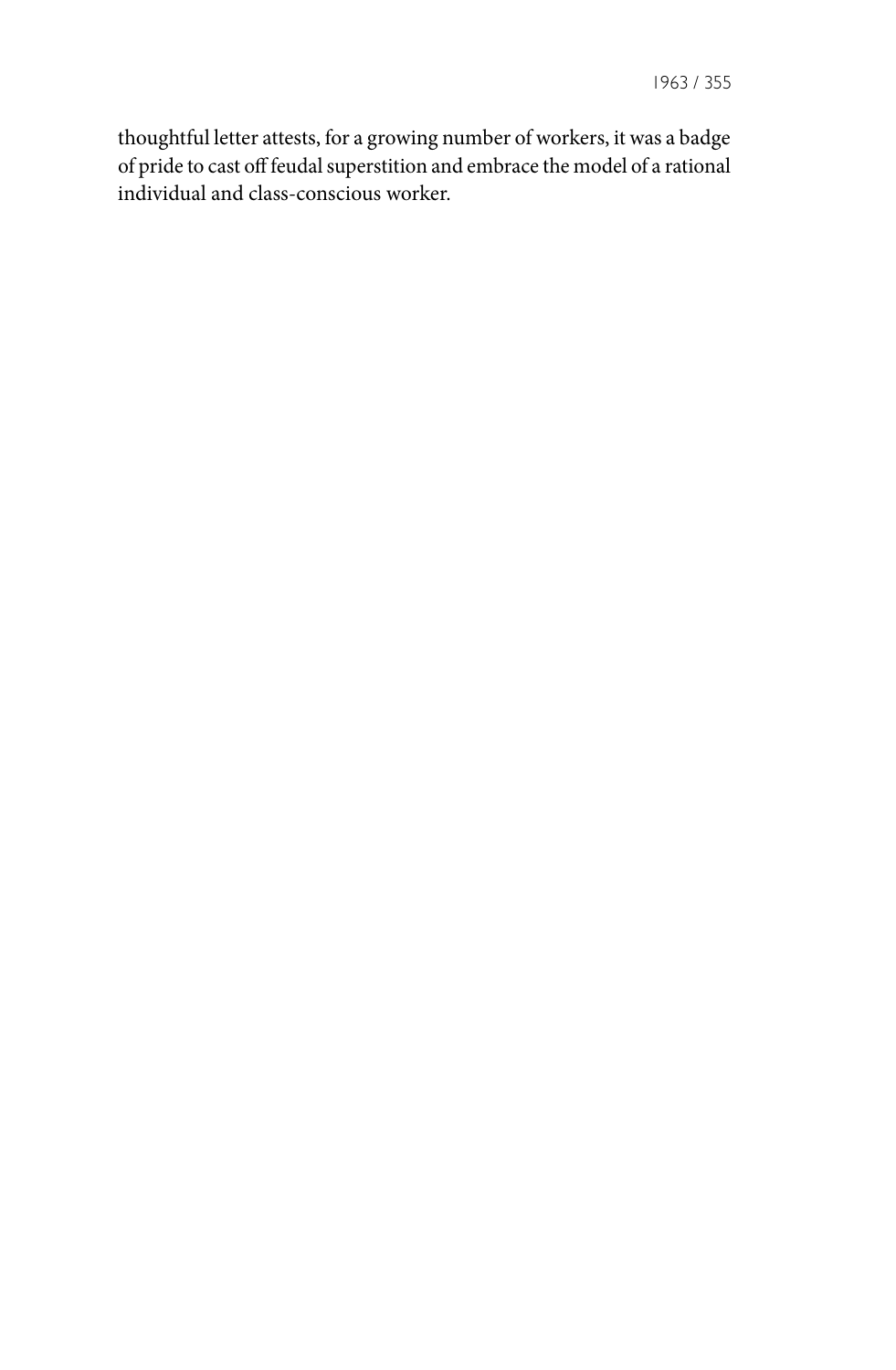thoughtful letter attests, for a growing number of workers, it was a badge of pride to cast off feudal superstition and embrace the model of a rational individual and class-conscious worker.